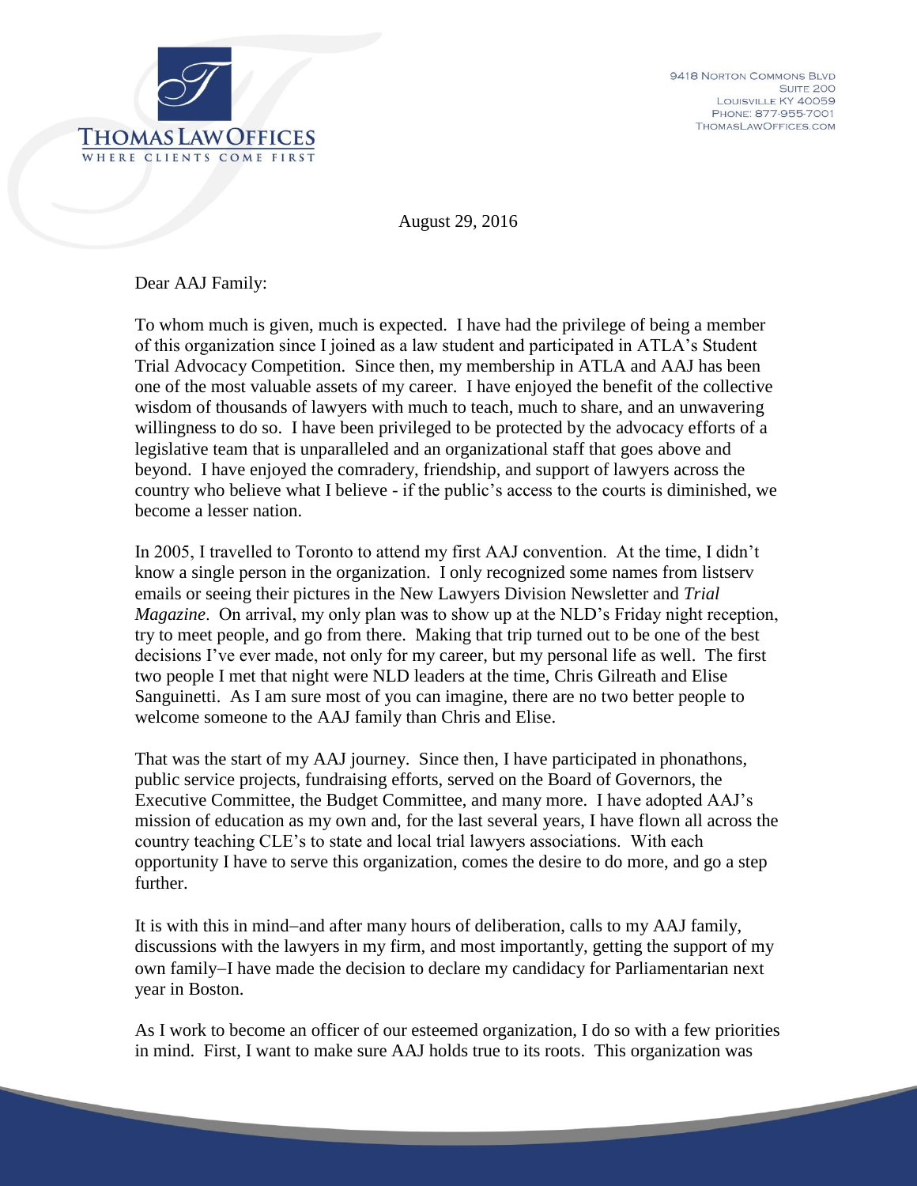# THOMAS LAW OFFICES

WHERE CLIENTS COME FIRST

9418 Norton Commons Blvd
Suite 200
Louisville KY 40059
Phone: 877-955-7001
ThomasLawOffices.com

August 29, 2016

Dear AAJ Family:

To whom much is given, much is expected. I have had the privilege of being a member of this organization since I joined as a law student and participated in ATLA's Student Trial Advocacy Competition. Since then, my membership in ATLA and AAJ has been one of the most valuable assets of my career. I have enjoyed the benefit of the collective wisdom of thousands of lawyers with much to teach, much to share, and an unwavering willingness to do so. I have been privileged to be protected by the advocacy efforts of a legislative team that is unparalleled and an organizational staff that goes above and beyond. I have enjoyed the comradery, friendship, and support of lawyers across the country who believe what I believe - if the public's access to the courts is diminished, we become a lesser nation.

In 2005, I travelled to Toronto to attend my first AAJ convention. At the time, I didn't know a single person in the organization. I only recognized some names from listserv emails or seeing their pictures in the New Lawyers Division Newsletter and *Trial Magazine*. On arrival, my only plan was to show up at the NLD's Friday night reception, try to meet people, and go from there. Making that trip turned out to be one of the best decisions I've ever made, not only for my career, but my personal life as well. The first two people I met that night were NLD leaders at the time, Chris Gilreath and Elise Sanguinetti. As I am sure most of you can imagine, there are no two better people to welcome someone to the AAJ family than Chris and Elise.

That was the start of my AAJ journey. Since then, I have participated in phonathons, public service projects, fundraising efforts, served on the Board of Governors, the Executive Committee, the Budget Committee, and many more. I have adopted AAJ's mission of education as my own and, for the last several years, I have flown all across the country teaching CLE's to state and local trial lawyers associations. With each opportunity I have to serve this organization, comes the desire to do more, and go a step further.

It is with this in mind–and after many hours of deliberation, calls to my AAJ family, discussions with the lawyers in my firm, and most importantly, getting the support of my own family–I have made the decision to declare my candidacy for Parliamentarian next year in Boston.

As I work to become an officer of our esteemed organization, I do so with a few priorities in mind. First, I want to make sure AAJ holds true to its roots. This organization was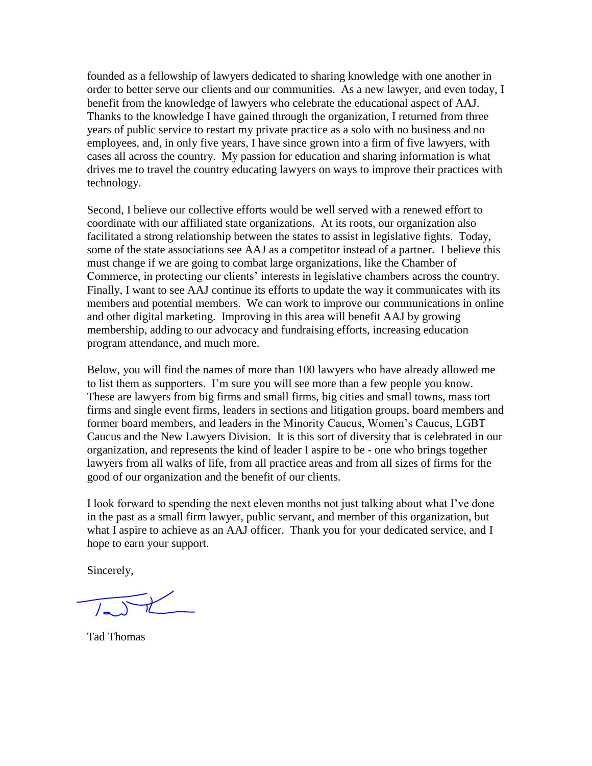founded as a fellowship of lawyers dedicated to sharing knowledge with one another in order to better serve our clients and our communities. As a new lawyer, and even today, I benefit from the knowledge of lawyers who celebrate the educational aspect of AAJ. Thanks to the knowledge I have gained through the organization, I returned from three years of public service to restart my private practice as a solo with no business and no employees, and, in only five years, I have since grown into a firm of five lawyers, with cases all across the country. My passion for education and sharing information is what drives me to travel the country educating lawyers on ways to improve their practices with technology.

Second, I believe our collective efforts would be well served with a renewed effort to coordinate with our affiliated state organizations. At its roots, our organization also facilitated a strong relationship between the states to assist in legislative fights. Today, some of the state associations see AAJ as a competitor instead of a partner. I believe this must change if we are going to combat large organizations, like the Chamber of Commerce, in protecting our clients' interests in legislative chambers across the country. Finally, I want to see AAJ continue its efforts to update the way it communicates with its members and potential members. We can work to improve our communications in online and other digital marketing. Improving in this area will benefit AAJ by growing membership, adding to our advocacy and fundraising efforts, increasing education program attendance, and much more.

Below, you will find the names of more than 100 lawyers who have already allowed me to list them as supporters. I'm sure you will see more than a few people you know. These are lawyers from big firms and small firms, big cities and small towns, mass tort firms and single event firms, leaders in sections and litigation groups, board members and former board members, and leaders in the Minority Caucus, Women's Caucus, LGBT Caucus and the New Lawyers Division. It is this sort of diversity that is celebrated in our organization, and represents the kind of leader I aspire to be - one who brings together lawyers from all walks of life, from all practice areas and from all sizes of firms for the good of our organization and the benefit of our clients.

I look forward to spending the next eleven months not just talking about what I've done in the past as a small firm lawyer, public servant, and member of this organization, but what I aspire to achieve as an AAJ officer. Thank you for your dedicated service, and I hope to earn your support.

Sincerely,

Tad Thomas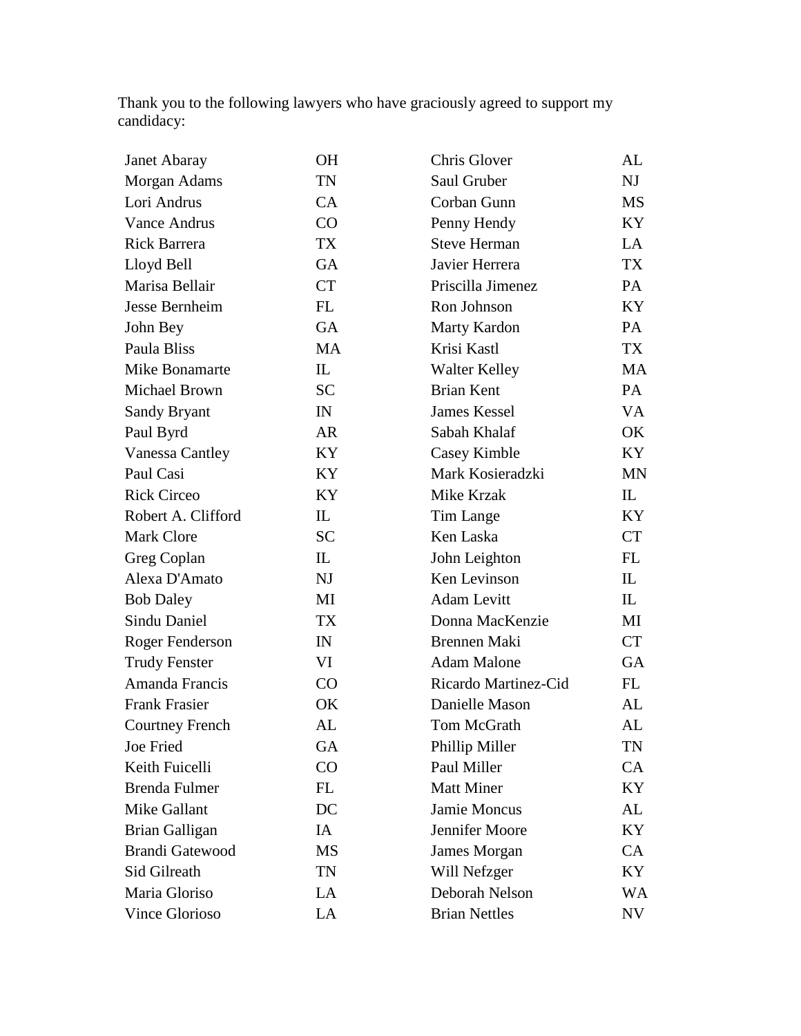Thank you to the following lawyers who have graciously agreed to support my candidacy:

| | | | |
|---|---|---|---|
| Janet Abaray | OH | Chris Glover | AL |
| Morgan Adams | TN | Saul Gruber | NJ |
| Lori Andrus | CA | Corban Gunn | MS |
| Vance Andrus | CO | Penny Hendy | KY |
| Rick Barrera | TX | Steve Herman | LA |
| Lloyd Bell | GA | Javier Herrera | TX |
| Marisa Bellair | CT | Priscilla Jimenez | PA |
| Jesse Bernheim | FL | Ron Johnson | KY |
| John Bey | GA | Marty Kardon | PA |
| Paula Bliss | MA | Krisi Kastl | TX |
| Mike Bonamarte | IL | Walter Kelley | MA |
| Michael Brown | SC | Brian Kent | PA |
| Sandy Bryant | IN | James Kessel | VA |
| Paul Byrd | AR | Sabah Khalaf | OK |
| Vanessa Cantley | KY | Casey Kimble | KY |
| Paul Casi | KY | Mark Kosieradzki | MN |
| Rick Circeo | KY | Mike Krzak | IL |
| Robert A. Clifford | IL | Tim Lange | KY |
| Mark Clore | SC | Ken Laska | CT |
| Greg Coplan | IL | John Leighton | FL |
| Alexa D'Amato | NJ | Ken Levinson | IL |
| Bob Daley | MI | Adam Levitt | IL |
| Sindu Daniel | TX | Donna MacKenzie | MI |
| Roger Fenderson | IN | Brennen Maki | CT |
| Trudy Fenster | VI | Adam Malone | GA |
| Amanda Francis | CO | Ricardo Martinez-Cid | FL |
| Frank Frasier | OK | Danielle Mason | AL |
| Courtney French | AL | Tom McGrath | AL |
| Joe Fried | GA | Phillip Miller | TN |
| Keith Fuicelli | CO | Paul Miller | CA |
| Brenda Fulmer | FL | Matt Miner | KY |
| Mike Gallant | DC | Jamie Moncus | AL |
| Brian Galligan | IA | Jennifer Moore | KY |
| Brandi Gatewood | MS | James Morgan | CA |
| Sid Gilreath | TN | Will Nefzger | KY |
| Maria Gloriso | LA | Deborah Nelson | WA |
| Vince Glorioso | LA | Brian Nettles | NV |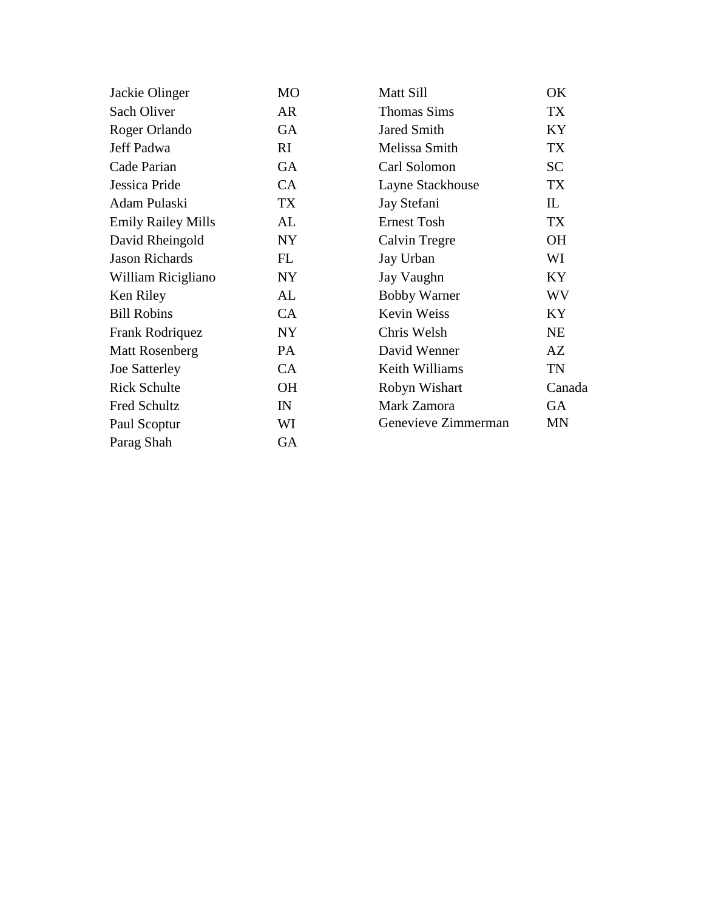| | |
|---|---|
| Jackie Olinger | MO |
| Sach Oliver | AR |
| Roger Orlando | GA |
| Jeff Padwa | RI |
| Cade Parian | GA |
| Jessica Pride | CA |
| Adam Pulaski | TX |
| Emily Railey Mills | AL |
| David Rheingold | NY |
| Jason Richards | FL |
| William Ricigliano | NY |
| Ken Riley | AL |
| Bill Robins | CA |
| Frank Rodriquez | NY |
| Matt Rosenberg | PA |
| Joe Satterley | CA |
| Rick Schulte | OH |
| Fred Schultz | IN |
| Paul Scoptur | WI |
| Parag Shah | GA |
| Matt Sill | OK |
| Thomas Sims | TX |
| Jared Smith | KY |
| Melissa Smith | TX |
| Carl Solomon | SC |
| Layne Stackhouse | TX |
| Jay Stefani | IL |
| Ernest Tosh | TX |
| Calvin Tregre | OH |
| Jay Urban | WI |
| Jay Vaughn | KY |
| Bobby Warner | WV |
| Kevin Weiss | KY |
| Chris Welsh | NE |
| David Wenner | AZ |
| Keith Williams | TN |
| Robyn Wishart | Canada |
| Mark Zamora | GA |
| Genevieve Zimmerman | MN |